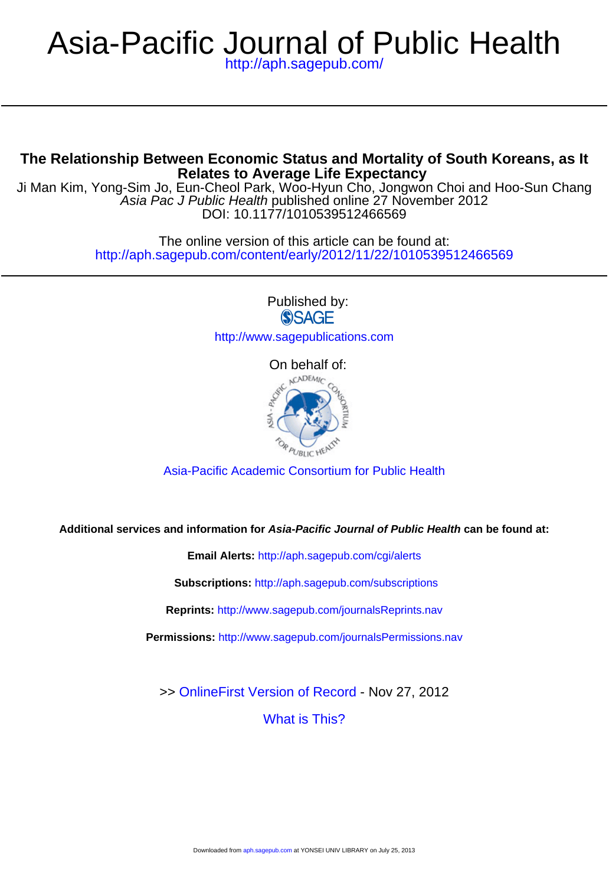# Asia-Pacific Journal of Public Health

http://aph.sagepub.com/

## The Relationship Between Economic Status and Mortality of South Koreans, as It Relates to Average Life Expectancy

Ji Man Kim, Yong-Sim Jo, Eun-Cheol Park, Woo-Hyun Cho, Jongwon Choi and Hoo-Sun Chang

*Asia Pac J Public Health* published online 27 November 2012

DOI: 10.1177/1010539512466569

The online version of this article can be found at:
http://aph.sagepub.com/content/early/2012/11/22/1010539512466569

Published by:

SAGE

http://www.sagepublications.com

On behalf of:

Asia-Pacific Academic Consortium for Public Health

**Additional services and information for *Asia-Pacific Journal of Public Health* can be found at:**

**Email Alerts:** http://aph.sagepub.com/cgi/alerts

**Subscriptions:** http://aph.sagepub.com/subscriptions

**Reprints:** http://www.sagepub.com/journalsReprints.nav

**Permissions:** http://www.sagepub.com/journalsPermissions.nav

>> OnlineFirst Version of Record - Nov 27, 2012

What is This?

Downloaded from aph.sagepub.com at YONSEI UNIV LIBRARY on July 25, 2013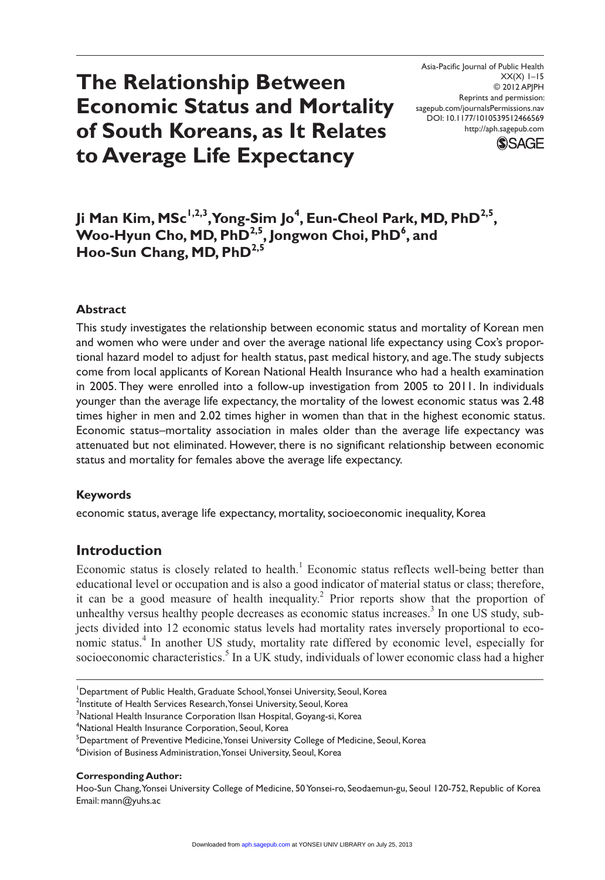# The Relationship Between Economic Status and Mortality of South Koreans, as It Relates to Average Life Expectancy

**Ji Man Kim, MSc[1,2,3], Yong-Sim Jo[4], Eun-Cheol Park, MD, PhD[2,5], Woo-Hyun Cho, MD, PhD[2,5], Jongwon Choi, PhD[6], and Hoo-Sun Chang, MD, PhD[2,5]**

### Abstract

This study investigates the relationship between economic status and mortality of Korean men and women who were under and over the average national life expectancy using Cox's proportional hazard model to adjust for health status, past medical history, and age. The study subjects come from local applicants of Korean National Health Insurance who had a health examination in 2005. They were enrolled into a follow-up investigation from 2005 to 2011. In individuals younger than the average life expectancy, the mortality of the lowest economic status was 2.48 times higher in men and 2.02 times higher in women than that in the highest economic status. Economic status–mortality association in males older than the average life expectancy was attenuated but not eliminated. However, there is no significant relationship between economic status and mortality for females above the average life expectancy.

### Keywords

economic status, average life expectancy, mortality, socioeconomic inequality, Korea

## Introduction

Economic status is closely related to health.[1] Economic status reflects well-being better than educational level or occupation and is also a good indicator of material status or class; therefore, it can be a good measure of health inequality.[2] Prior reports show that the proportion of unhealthy versus healthy people decreases as economic status increases.[3] In one US study, subjects divided into 12 economic status levels had mortality rates inversely proportional to economic status.[4] In another US study, mortality rate differed by economic level, especially for socioeconomic characteristics.[5] In a UK study, individuals of lower economic class had a higher

[1]Department of Public Health, Graduate School, Yonsei University, Seoul, Korea
[2]Institute of Health Services Research, Yonsei University, Seoul, Korea
[3]National Health Insurance Corporation Ilsan Hospital, Goyang-si, Korea
[4]National Health Insurance Corporation, Seoul, Korea
[5]Department of Preventive Medicine, Yonsei University College of Medicine, Seoul, Korea
[6]Division of Business Administration, Yonsei University, Seoul, Korea

**Corresponding Author:**
Hoo-Sun Chang, Yonsei University College of Medicine, 50 Yonsei-ro, Seodaemun-gu, Seoul 120-752, Republic of Korea
Email: mann@yuhs.ac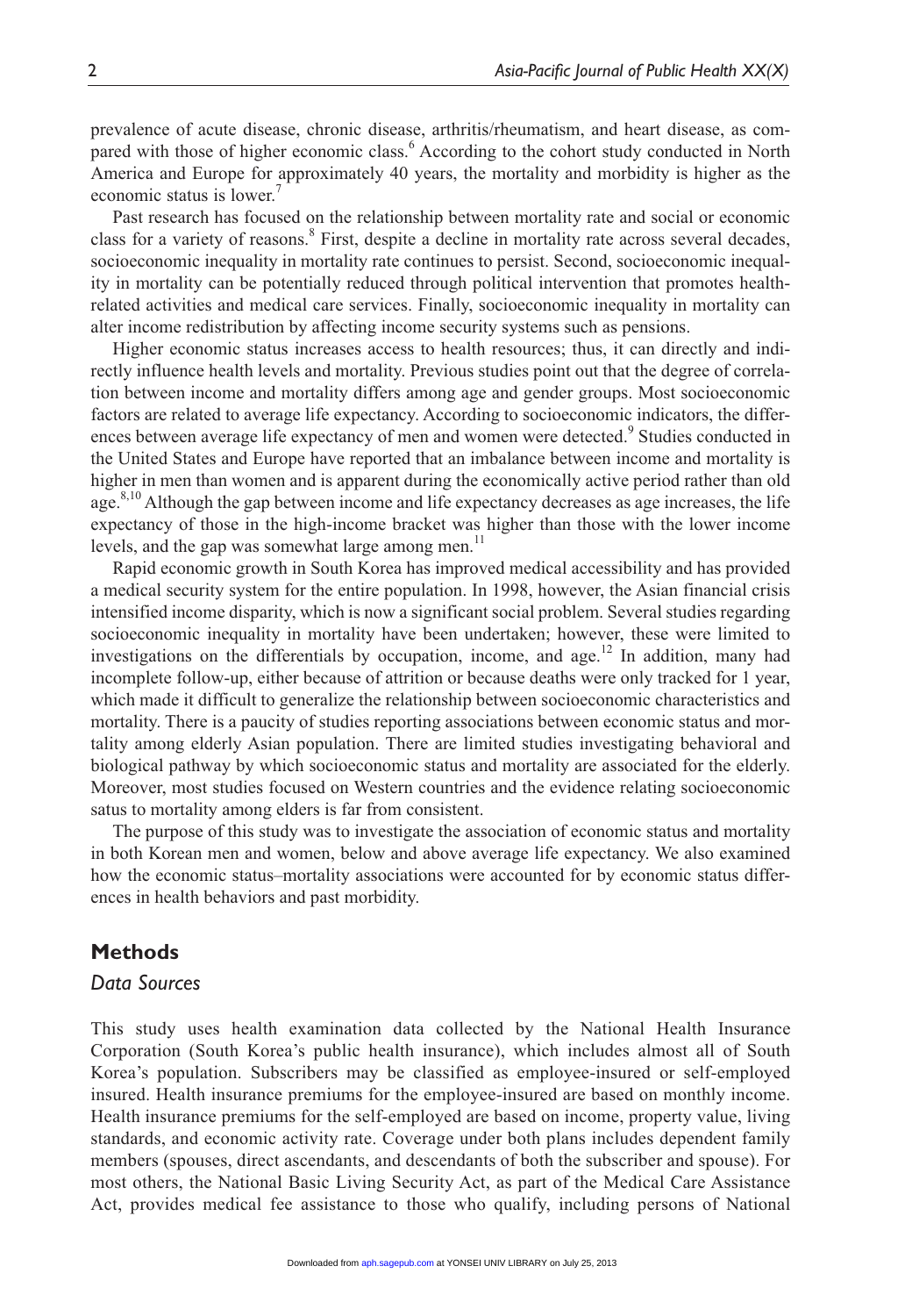prevalence of acute disease, chronic disease, arthritis/rheumatism, and heart disease, as compared with those of higher economic class.[6] According to the cohort study conducted in North America and Europe for approximately 40 years, the mortality and morbidity is higher as the economic status is lower.[7]

Past research has focused on the relationship between mortality rate and social or economic class for a variety of reasons.[8] First, despite a decline in mortality rate across several decades, socioeconomic inequality in mortality rate continues to persist. Second, socioeconomic inequality in mortality can be potentially reduced through political intervention that promotes health-related activities and medical care services. Finally, socioeconomic inequality in mortality can alter income redistribution by affecting income security systems such as pensions.

Higher economic status increases access to health resources; thus, it can directly and indirectly influence health levels and mortality. Previous studies point out that the degree of correlation between income and mortality differs among age and gender groups. Most socioeconomic factors are related to average life expectancy. According to socioeconomic indicators, the differences between average life expectancy of men and women were detected.[9] Studies conducted in the United States and Europe have reported that an imbalance between income and mortality is higher in men than women and is apparent during the economically active period rather than old age.[8,10] Although the gap between income and life expectancy decreases as age increases, the life expectancy of those in the high-income bracket was higher than those with the lower income levels, and the gap was somewhat large among men.[11]

Rapid economic growth in South Korea has improved medical accessibility and has provided a medical security system for the entire population. In 1998, however, the Asian financial crisis intensified income disparity, which is now a significant social problem. Several studies regarding socioeconomic inequality in mortality have been undertaken; however, these were limited to investigations on the differentials by occupation, income, and age.[12] In addition, many had incomplete follow-up, either because of attrition or because deaths were only tracked for 1 year, which made it difficult to generalize the relationship between socioeconomic characteristics and mortality. There is a paucity of studies reporting associations between economic status and mortality among elderly Asian population. There are limited studies investigating behavioral and biological pathway by which socioeconomic status and mortality are associated for the elderly. Moreover, most studies focused on Western countries and the evidence relating socioeconomic satus to mortality among elders is far from consistent.

The purpose of this study was to investigate the association of economic status and mortality in both Korean men and women, below and above average life expectancy. We also examined how the economic status–mortality associations were accounted for by economic status differences in health behaviors and past morbidity.

## Methods

### *Data Sources*

This study uses health examination data collected by the National Health Insurance Corporation (South Korea's public health insurance), which includes almost all of South Korea's population. Subscribers may be classified as employee-insured or self-employed insured. Health insurance premiums for the employee-insured are based on monthly income. Health insurance premiums for the self-employed are based on income, property value, living standards, and economic activity rate. Coverage under both plans includes dependent family members (spouses, direct ascendants, and descendants of both the subscriber and spouse). For most others, the National Basic Living Security Act, as part of the Medical Care Assistance Act, provides medical fee assistance to those who qualify, including persons of National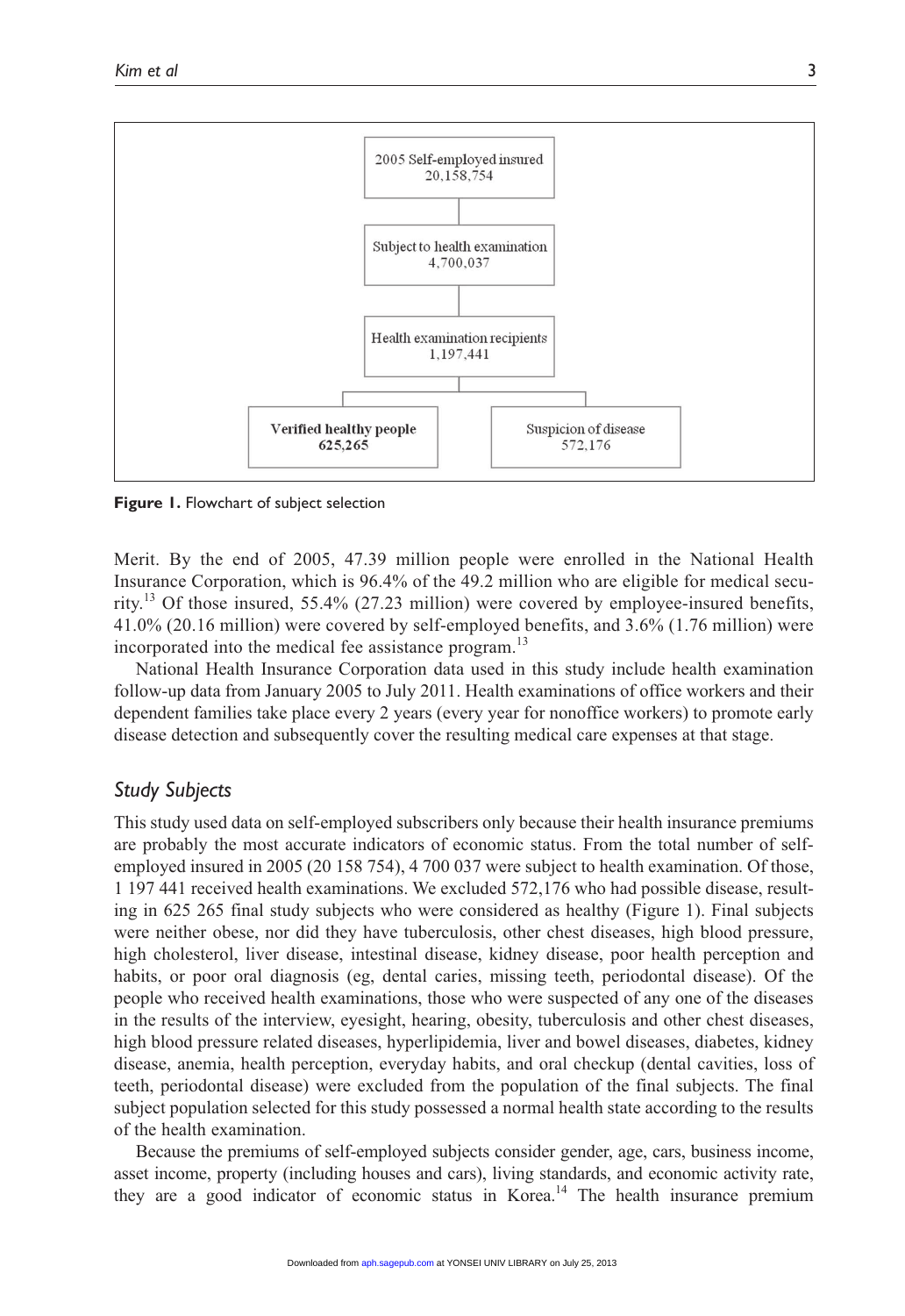2005 Self-employed insured
20,158,754

Subject to health examination
4,700,037

Health examination recipients
1,197,441

**Verified healthy people**
**625,265**

Suspicion of disease
572,176

**Figure 1.** Flowchart of subject selection

Merit. By the end of 2005, 47.39 million people were enrolled in the National Health Insurance Corporation, which is 96.4% of the 49.2 million who are eligible for medical security.[13] Of those insured, 55.4% (27.23 million) were covered by employee-insured benefits, 41.0% (20.16 million) were covered by self-employed benefits, and 3.6% (1.76 million) were incorporated into the medical fee assistance program.[13]

National Health Insurance Corporation data used in this study include health examination follow-up data from January 2005 to July 2011. Health examinations of office workers and their dependent families take place every 2 years (every year for nonoffice workers) to promote early disease detection and subsequently cover the resulting medical care expenses at that stage.

## *Study Subjects*

This study used data on self-employed subscribers only because their health insurance premiums are probably the most accurate indicators of economic status. From the total number of self-employed insured in 2005 (20 158 754), 4 700 037 were subject to health examination. Of those, 1 197 441 received health examinations. We excluded 572,176 who had possible disease, resulting in 625 265 final study subjects who were considered as healthy (Figure 1). Final subjects were neither obese, nor did they have tuberculosis, other chest diseases, high blood pressure, high cholesterol, liver disease, intestinal disease, kidney disease, poor health perception and habits, or poor oral diagnosis (eg, dental caries, missing teeth, periodontal disease). Of the people who received health examinations, those who were suspected of any one of the diseases in the results of the interview, eyesight, hearing, obesity, tuberculosis and other chest diseases, high blood pressure related diseases, hyperlipidemia, liver and bowel diseases, diabetes, kidney disease, anemia, health perception, everyday habits, and oral checkup (dental cavities, loss of teeth, periodontal disease) were excluded from the population of the final subjects. The final subject population selected for this study possessed a normal health state according to the results of the health examination.

Because the premiums of self-employed subjects consider gender, age, cars, business income, asset income, property (including houses and cars), living standards, and economic activity rate, they are a good indicator of economic status in Korea.[14] The health insurance premium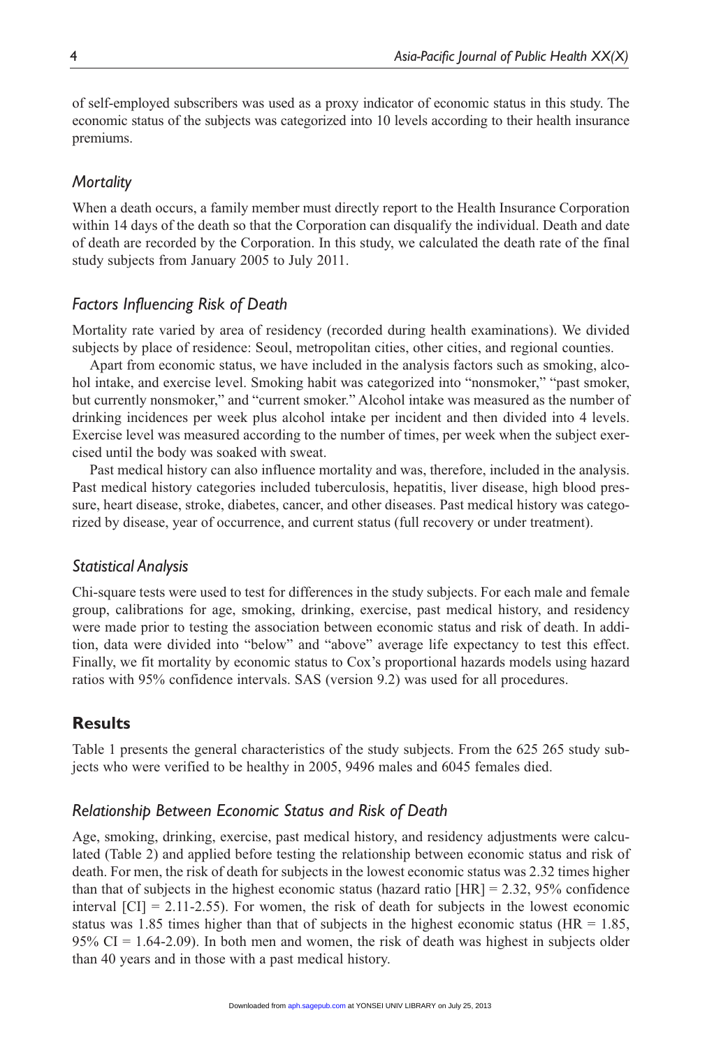of self-employed subscribers was used as a proxy indicator of economic status in this study. The economic status of the subjects was categorized into 10 levels according to their health insurance premiums.

### *Mortality*

When a death occurs, a family member must directly report to the Health Insurance Corporation within 14 days of the death so that the Corporation can disqualify the individual. Death and date of death are recorded by the Corporation. In this study, we calculated the death rate of the final study subjects from January 2005 to July 2011.

### *Factors Influencing Risk of Death*

Mortality rate varied by area of residency (recorded during health examinations). We divided subjects by place of residence: Seoul, metropolitan cities, other cities, and regional counties.

Apart from economic status, we have included in the analysis factors such as smoking, alcohol intake, and exercise level. Smoking habit was categorized into "nonsmoker," "past smoker, but currently nonsmoker," and "current smoker." Alcohol intake was measured as the number of drinking incidences per week plus alcohol intake per incident and then divided into 4 levels. Exercise level was measured according to the number of times, per week when the subject exercised until the body was soaked with sweat.

Past medical history can also influence mortality and was, therefore, included in the analysis. Past medical history categories included tuberculosis, hepatitis, liver disease, high blood pressure, heart disease, stroke, diabetes, cancer, and other diseases. Past medical history was categorized by disease, year of occurrence, and current status (full recovery or under treatment).

### *Statistical Analysis*

Chi-square tests were used to test for differences in the study subjects. For each male and female group, calibrations for age, smoking, drinking, exercise, past medical history, and residency were made prior to testing the association between economic status and risk of death. In addition, data were divided into "below" and "above" average life expectancy to test this effect. Finally, we fit mortality by economic status to Cox's proportional hazards models using hazard ratios with 95% confidence intervals. SAS (version 9.2) was used for all procedures.

## Results

Table 1 presents the general characteristics of the study subjects. From the 625 265 study subjects who were verified to be healthy in 2005, 9496 males and 6045 females died.

### *Relationship Between Economic Status and Risk of Death*

Age, smoking, drinking, exercise, past medical history, and residency adjustments were calculated (Table 2) and applied before testing the relationship between economic status and risk of death. For men, the risk of death for subjects in the lowest economic status was 2.32 times higher than that of subjects in the highest economic status (hazard ratio [HR] = 2.32, 95% confidence interval [CI] = 2.11-2.55). For women, the risk of death for subjects in the lowest economic status was 1.85 times higher than that of subjects in the highest economic status (HR = 1.85, 95% CI = 1.64-2.09). In both men and women, the risk of death was highest in subjects older than 40 years and in those with a past medical history.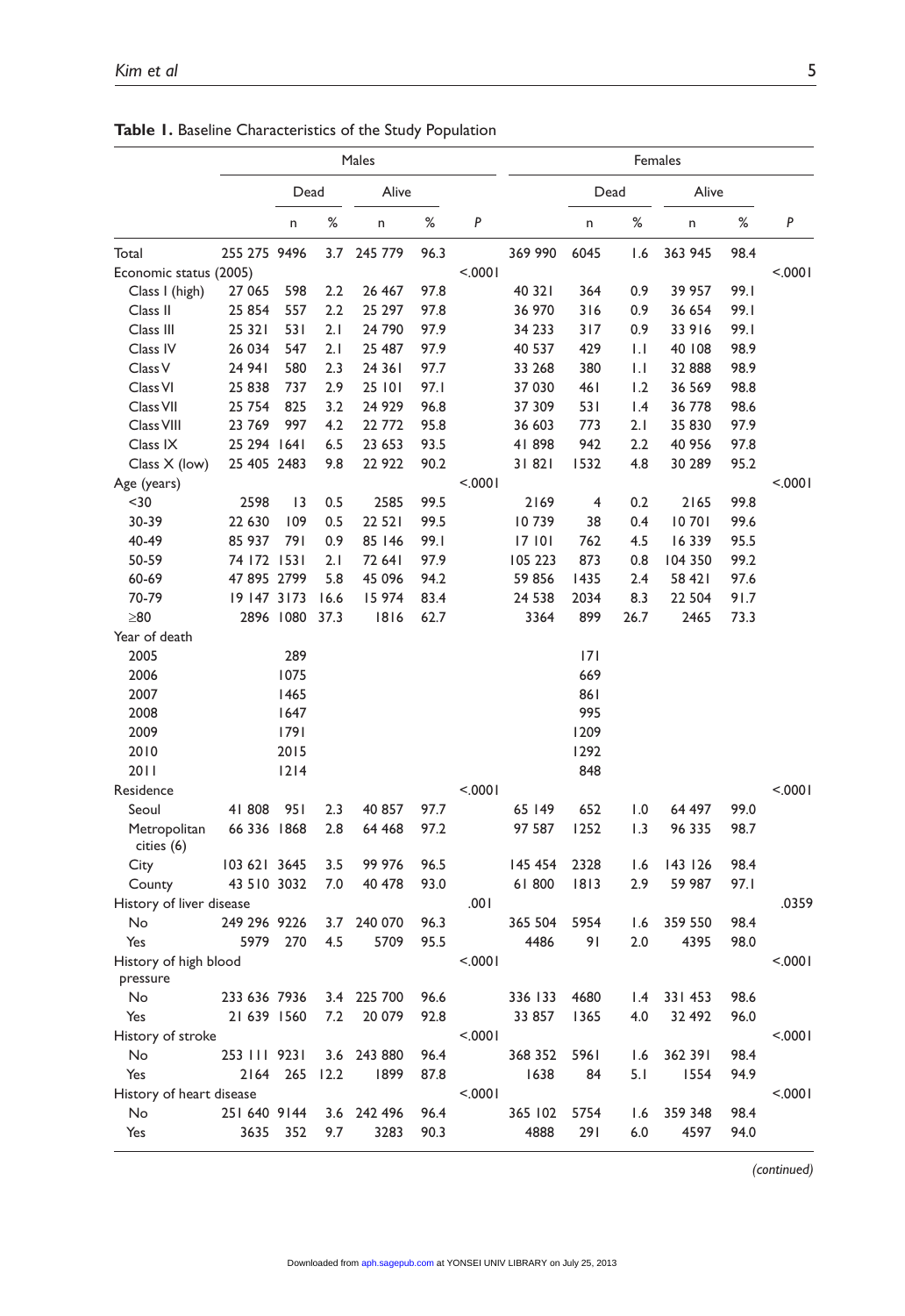**Table 1.** Baseline Characteristics of the Study Population

| | Males | | | | | | Females | | | | | |
|---|---|---|---|---|---|---|---|---|---|---|---|---|
| | | Dead | | Alive | | | | Dead | | Alive | | |
| | | n | % | n | % | P | | n | % | n | % | P |
| Total | 255 275 | 9496 | 3.7 | 245 779 | 96.3 | | 369 990 | 6045 | 1.6 | 363 945 | 98.4 | |
| Economic status (2005) | | | | | | <.0001 | | | | | | <.0001 |
| Class I (high) | 27 065 | 598 | 2.2 | 26 467 | 97.8 | | 40 321 | 364 | 0.9 | 39 957 | 99.1 | |
| Class II | 25 854 | 557 | 2.2 | 25 297 | 97.8 | | 36 970 | 316 | 0.9 | 36 654 | 99.1 | |
| Class III | 25 321 | 531 | 2.1 | 24 790 | 97.9 | | 34 233 | 317 | 0.9 | 33 916 | 99.1 | |
| Class IV | 26 034 | 547 | 2.1 | 25 487 | 97.9 | | 40 537 | 429 | 1.1 | 40 108 | 98.9 | |
| Class V | 24 941 | 580 | 2.3 | 24 361 | 97.7 | | 33 268 | 380 | 1.1 | 32 888 | 98.9 | |
| Class VI | 25 838 | 737 | 2.9 | 25 101 | 97.1 | | 37 030 | 461 | 1.2 | 36 569 | 98.8 | |
| Class VII | 25 754 | 825 | 3.2 | 24 929 | 96.8 | | 37 309 | 531 | 1.4 | 36 778 | 98.6 | |
| Class VIII | 23 769 | 997 | 4.2 | 22 772 | 95.8 | | 36 603 | 773 | 2.1 | 35 830 | 97.9 | |
| Class IX | 25 294 | 1641 | 6.5 | 23 653 | 93.5 | | 41 898 | 942 | 2.2 | 40 956 | 97.8 | |
| Class X (low) | 25 405 | 2483 | 9.8 | 22 922 | 90.2 | | 31 821 | 1532 | 4.8 | 30 289 | 95.2 | |
| Age (years) | | | | | | <.0001 | | | | | | <.0001 |
| <30 | 2598 | 13 | 0.5 | 2585 | 99.5 | | 2169 | 4 | 0.2 | 2165 | 99.8 | |
| 30-39 | 22 630 | 109 | 0.5 | 22 521 | 99.5 | | 10 739 | 38 | 0.4 | 10 701 | 99.6 | |
| 40-49 | 85 937 | 791 | 0.9 | 85 146 | 99.1 | | 17 101 | 762 | 4.5 | 16 339 | 95.5 | |
| 50-59 | 74 172 | 1531 | 2.1 | 72 641 | 97.9 | | 105 223 | 873 | 0.8 | 104 350 | 99.2 | |
| 60-69 | 47 895 | 2799 | 5.8 | 45 096 | 94.2 | | 59 856 | 1435 | 2.4 | 58 421 | 97.6 | |
| 70-79 | 19 147 | 3173 | 16.6 | 15 974 | 83.4 | | 24 538 | 2034 | 8.3 | 22 504 | 91.7 | |
| ≥80 | 2896 | 1080 | 37.3 | 1816 | 62.7 | | 3364 | 899 | 26.7 | 2465 | 73.3 | |
| Year of death | | | | | | | | | | | | |
| 2005 | | 289 | | | | | | 171 | | | | |
| 2006 | | 1075 | | | | | | 669 | | | | |
| 2007 | | 1465 | | | | | | 861 | | | | |
| 2008 | | 1647 | | | | | | 995 | | | | |
| 2009 | | 1791 | | | | | | 1209 | | | | |
| 2010 | | 2015 | | | | | | 1292 | | | | |
| 2011 | | 1214 | | | | | | 848 | | | | |
| Residence | | | | | | <.0001 | | | | | | <.0001 |
| Seoul | 41 808 | 951 | 2.3 | 40 857 | 97.7 | | 65 149 | 652 | 1.0 | 64 497 | 99.0 | |
| Metropolitan cities (6) | 66 336 | 1868 | 2.8 | 64 468 | 97.2 | | 97 587 | 1252 | 1.3 | 96 335 | 98.7 | |
| City | 103 621 | 3645 | 3.5 | 99 976 | 96.5 | | 145 454 | 2328 | 1.6 | 143 126 | 98.4 | |
| County | 43 510 | 3032 | 7.0 | 40 478 | 93.0 | | 61 800 | 1813 | 2.9 | 59 987 | 97.1 | |
| History of liver disease | | | | | | .001 | | | | | | .0359 |
| No | 249 296 | 9226 | 3.7 | 240 070 | 96.3 | | 365 504 | 5954 | 1.6 | 359 550 | 98.4 | |
| Yes | 5979 | 270 | 4.5 | 5709 | 95.5 | | 4486 | 91 | 2.0 | 4395 | 98.0 | |
| History of high blood pressure | | | | | | <.0001 | | | | | | <.0001 |
| No | 233 636 | 7936 | 3.4 | 225 700 | 96.6 | | 336 133 | 4680 | 1.4 | 331 453 | 98.6 | |
| Yes | 21 639 | 1560 | 7.2 | 20 079 | 92.8 | | 33 857 | 1365 | 4.0 | 32 492 | 96.0 | |
| History of stroke | | | | | | <.0001 | | | | | | <.0001 |
| No | 253 111 | 9231 | 3.6 | 243 880 | 96.4 | | 368 352 | 5961 | 1.6 | 362 391 | 98.4 | |
| Yes | 2164 | 265 | 12.2 | 1899 | 87.8 | | 1638 | 84 | 5.1 | 1554 | 94.9 | |
| History of heart disease | | | | | | <.0001 | | | | | | <.0001 |
| No | 251 640 | 9144 | 3.6 | 242 496 | 96.4 | | 365 102 | 5754 | 1.6 | 359 348 | 98.4 | |
| Yes | 3635 | 352 | 9.7 | 3283 | 90.3 | | 4888 | 291 | 6.0 | 4597 | 94.0 | |

*(continued)*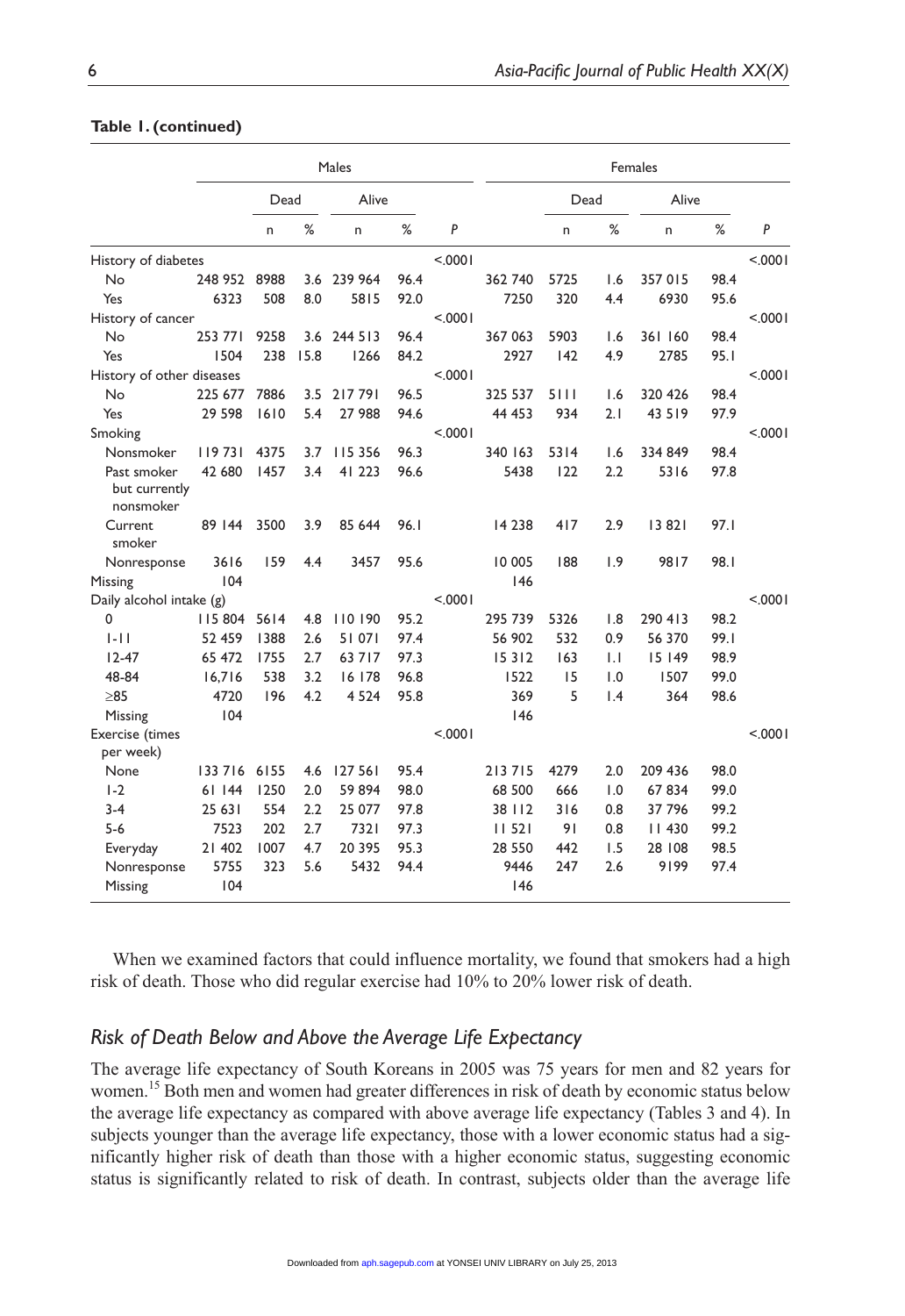**Table 1. (continued)**

| | Males | | | | | | Females | | | | | |
|---|---|---|---|---|---|---|---|---|---|---|---|---|
| | | Dead | | Alive | | | | Dead | | Alive | | |
| | | n | % | n | % | P | | n | % | n | % | P |
| History of diabetes | | | | | | <.0001 | | | | | | <.0001 |
| No | 248 952 | 8988 | 3.6 | 239 964 | 96.4 | | 362 740 | 5725 | 1.6 | 357 015 | 98.4 | |
| Yes | 6323 | 508 | 8.0 | 5815 | 92.0 | | 7250 | 320 | 4.4 | 6930 | 95.6 | |
| History of cancer | | | | | | <.0001 | | | | | | <.0001 |
| No | 253 771 | 9258 | 3.6 | 244 513 | 96.4 | | 367 063 | 5903 | 1.6 | 361 160 | 98.4 | |
| Yes | 1504 | 238 | 15.8 | 1266 | 84.2 | | 2927 | 142 | 4.9 | 2785 | 95.1 | |
| History of other diseases | | | | | | <.0001 | | | | | | <.0001 |
| No | 225 677 | 7886 | 3.5 | 217 791 | 96.5 | | 325 537 | 5111 | 1.6 | 320 426 | 98.4 | |
| Yes | 29 598 | 1610 | 5.4 | 27 988 | 94.6 | | 44 453 | 934 | 2.1 | 43 519 | 97.9 | |
| Smoking | | | | | | <.0001 | | | | | | <.0001 |
| Nonsmoker | 119 731 | 4375 | 3.7 | 115 356 | 96.3 | | 340 163 | 5314 | 1.6 | 334 849 | 98.4 | |
| Past smoker but currently nonsmoker | 42 680 | 1457 | 3.4 | 41 223 | 96.6 | | 5438 | 122 | 2.2 | 5316 | 97.8 | |
| Current smoker | 89 144 | 3500 | 3.9 | 85 644 | 96.1 | | 14 238 | 417 | 2.9 | 13 821 | 97.1 | |
| Nonresponse | 3616 | 159 | 4.4 | 3457 | 95.6 | | 10 005 | 188 | 1.9 | 9817 | 98.1 | |
| Missing | 104 | | | | | | 146 | | | | | |
| Daily alcohol intake (g) | | | | | | <.0001 | | | | | | <.0001 |
| 0 | 115 804 | 5614 | 4.8 | 110 190 | 95.2 | | 295 739 | 5326 | 1.8 | 290 413 | 98.2 | |
| 1-11 | 52 459 | 1388 | 2.6 | 51 071 | 97.4 | | 56 902 | 532 | 0.9 | 56 370 | 99.1 | |
| 12-47 | 65 472 | 1755 | 2.7 | 63 717 | 97.3 | | 15 312 | 163 | 1.1 | 15 149 | 98.9 | |
| 48-84 | 16,716 | 538 | 3.2 | 16 178 | 96.8 | | 1522 | 15 | 1.0 | 1507 | 99.0 | |
| ≥85 | 4720 | 196 | 4.2 | 4 524 | 95.8 | | 369 | 5 | 1.4 | 364 | 98.6 | |
| Missing | 104 | | | | | | 146 | | | | | |
| Exercise (times per week) | | | | | | <.0001 | | | | | | <.0001 |
| None | 133 716 | 6155 | 4.6 | 127 561 | 95.4 | | 213 715 | 4279 | 2.0 | 209 436 | 98.0 | |
| 1-2 | 61 144 | 1250 | 2.0 | 59 894 | 98.0 | | 68 500 | 666 | 1.0 | 67 834 | 99.0 | |
| 3-4 | 25 631 | 554 | 2.2 | 25 077 | 97.8 | | 38 112 | 316 | 0.8 | 37 796 | 99.2 | |
| 5-6 | 7523 | 202 | 2.7 | 7321 | 97.3 | | 11 521 | 91 | 0.8 | 11 430 | 99.2 | |
| Everyday | 21 402 | 1007 | 4.7 | 20 395 | 95.3 | | 28 550 | 442 | 1.5 | 28 108 | 98.5 | |
| Nonresponse | 5755 | 323 | 5.6 | 5432 | 94.4 | | 9446 | 247 | 2.6 | 9199 | 97.4 | |
| Missing | 104 | | | | | | 146 | | | | | |

When we examined factors that could influence mortality, we found that smokers had a high risk of death. Those who did regular exercise had 10% to 20% lower risk of death.

### *Risk of Death Below and Above the Average Life Expectancy*

The average life expectancy of South Koreans in 2005 was 75 years for men and 82 years for women.[15] Both men and women had greater differences in risk of death by economic status below the average life expectancy as compared with above average life expectancy (Tables 3 and 4). In subjects younger than the average life expectancy, those with a lower economic status had a significantly higher risk of death than those with a higher economic status, suggesting economic status is significantly related to risk of death. In contrast, subjects older than the average life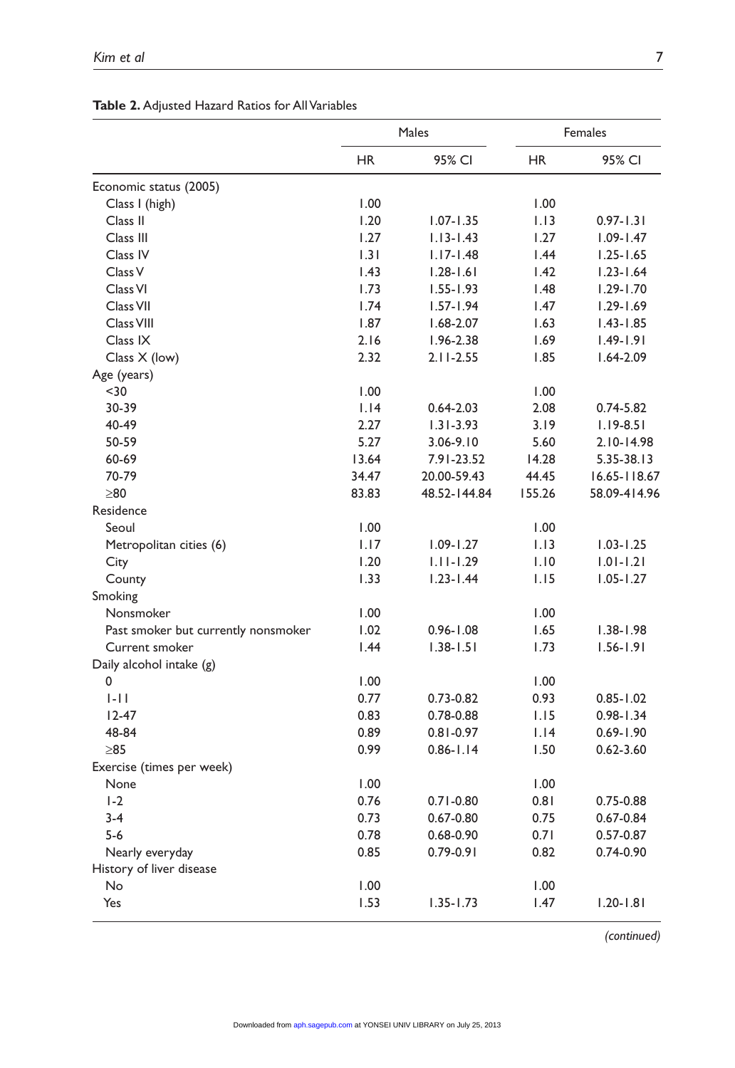**Table 2.** Adjusted Hazard Ratios for All Variables

| | Males | | Females | |
|---|---|---|---|---|
| | HR | 95% CI | HR | 95% CI |
| Economic status (2005) | | | | |
| Class I (high) | 1.00 | | 1.00 | |
| Class II | 1.20 | 1.07-1.35 | 1.13 | 0.97-1.31 |
| Class III | 1.27 | 1.13-1.43 | 1.27 | 1.09-1.47 |
| Class IV | 1.31 | 1.17-1.48 | 1.44 | 1.25-1.65 |
| Class V | 1.43 | 1.28-1.61 | 1.42 | 1.23-1.64 |
| Class VI | 1.73 | 1.55-1.93 | 1.48 | 1.29-1.70 |
| Class VII | 1.74 | 1.57-1.94 | 1.47 | 1.29-1.69 |
| Class VIII | 1.87 | 1.68-2.07 | 1.63 | 1.43-1.85 |
| Class IX | 2.16 | 1.96-2.38 | 1.69 | 1.49-1.91 |
| Class X (low) | 2.32 | 2.11-2.55 | 1.85 | 1.64-2.09 |
| Age (years) | | | | |
| <30 | 1.00 | | 1.00 | |
| 30-39 | 1.14 | 0.64-2.03 | 2.08 | 0.74-5.82 |
| 40-49 | 2.27 | 1.31-3.93 | 3.19 | 1.19-8.51 |
| 50-59 | 5.27 | 3.06-9.10 | 5.60 | 2.10-14.98 |
| 60-69 | 13.64 | 7.91-23.52 | 14.28 | 5.35-38.13 |
| 70-79 | 34.47 | 20.00-59.43 | 44.45 | 16.65-118.67 |
| ≥80 | 83.83 | 48.52-144.84 | 155.26 | 58.09-414.96 |
| Residence | | | | |
| Seoul | 1.00 | | 1.00 | |
| Metropolitan cities (6) | 1.17 | 1.09-1.27 | 1.13 | 1.03-1.25 |
| City | 1.20 | 1.11-1.29 | 1.10 | 1.01-1.21 |
| County | 1.33 | 1.23-1.44 | 1.15 | 1.05-1.27 |
| Smoking | | | | |
| Nonsmoker | 1.00 | | 1.00 | |
| Past smoker but currently nonsmoker | 1.02 | 0.96-1.08 | 1.65 | 1.38-1.98 |
| Current smoker | 1.44 | 1.38-1.51 | 1.73 | 1.56-1.91 |
| Daily alcohol intake (g) | | | | |
| 0 | 1.00 | | 1.00 | |
| 1-11 | 0.77 | 0.73-0.82 | 0.93 | 0.85-1.02 |
| 12-47 | 0.83 | 0.78-0.88 | 1.15 | 0.98-1.34 |
| 48-84 | 0.89 | 0.81-0.97 | 1.14 | 0.69-1.90 |
| ≥85 | 0.99 | 0.86-1.14 | 1.50 | 0.62-3.60 |
| Exercise (times per week) | | | | |
| None | 1.00 | | 1.00 | |
| 1-2 | 0.76 | 0.71-0.80 | 0.81 | 0.75-0.88 |
| 3-4 | 0.73 | 0.67-0.80 | 0.75 | 0.67-0.84 |
| 5-6 | 0.78 | 0.68-0.90 | 0.71 | 0.57-0.87 |
| Nearly everyday | 0.85 | 0.79-0.91 | 0.82 | 0.74-0.90 |
| History of liver disease | | | | |
| No | 1.00 | | 1.00 | |
| Yes | 1.53 | 1.35-1.73 | 1.47 | 1.20-1.81 |

*(continued)*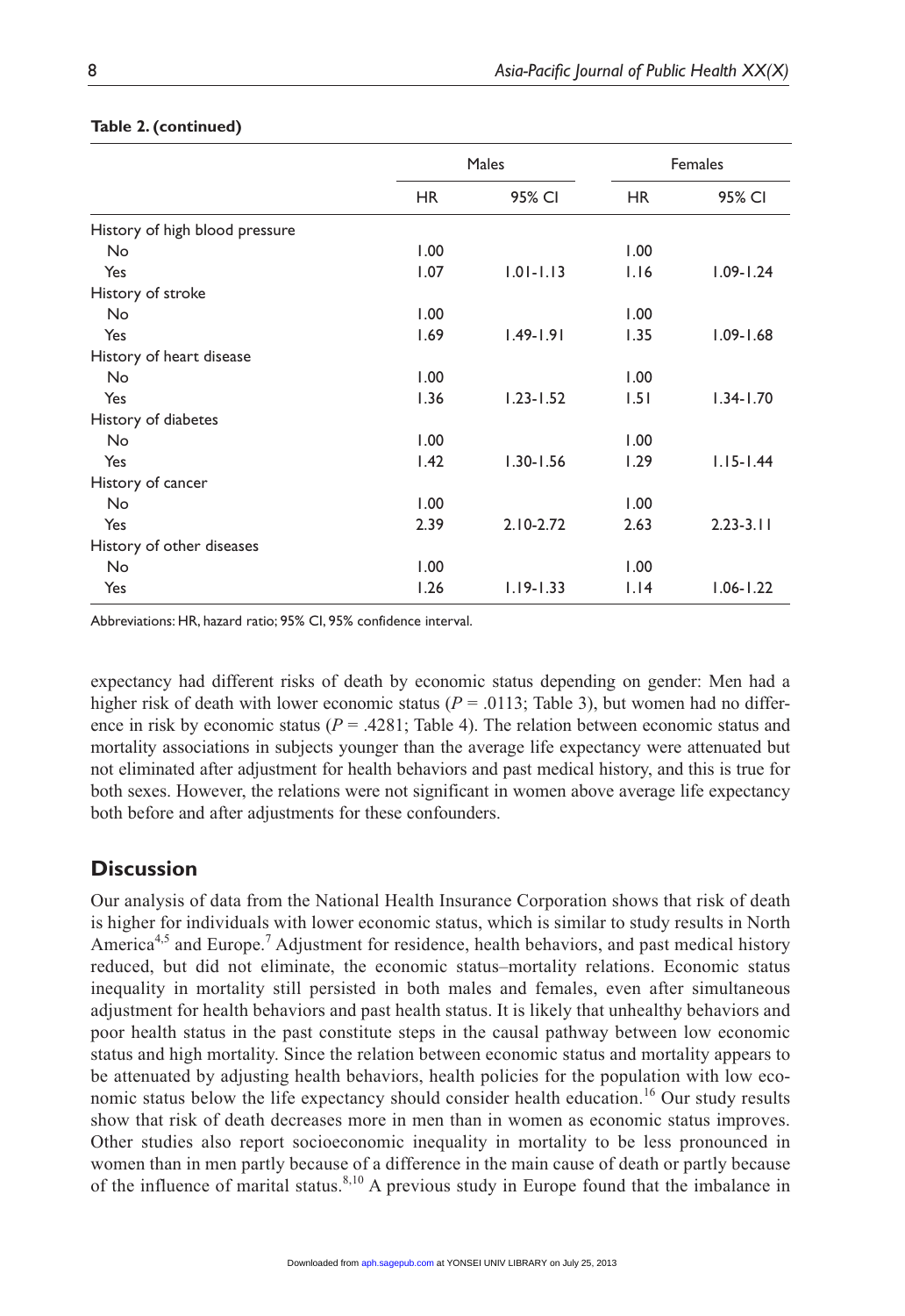**Table 2. (continued)**

| | Males | | Females | |
|---|---|---|---|---|
| | HR | 95% CI | HR | 95% CI |
| History of high blood pressure | | | | |
| No | 1.00 | | 1.00 | |
| Yes | 1.07 | 1.01-1.13 | 1.16 | 1.09-1.24 |
| History of stroke | | | | |
| No | 1.00 | | 1.00 | |
| Yes | 1.69 | 1.49-1.91 | 1.35 | 1.09-1.68 |
| History of heart disease | | | | |
| No | 1.00 | | 1.00 | |
| Yes | 1.36 | 1.23-1.52 | 1.51 | 1.34-1.70 |
| History of diabetes | | | | |
| No | 1.00 | | 1.00 | |
| Yes | 1.42 | 1.30-1.56 | 1.29 | 1.15-1.44 |
| History of cancer | | | | |
| No | 1.00 | | 1.00 | |
| Yes | 2.39 | 2.10-2.72 | 2.63 | 2.23-3.11 |
| History of other diseases | | | | |
| No | 1.00 | | 1.00 | |
| Yes | 1.26 | 1.19-1.33 | 1.14 | 1.06-1.22 |

Abbreviations: HR, hazard ratio; 95% CI, 95% confidence interval.

expectancy had different risks of death by economic status depending on gender: Men had a higher risk of death with lower economic status ($P$ = .0113; Table 3), but women had no difference in risk by economic status ($P$ = .4281; Table 4). The relation between economic status and mortality associations in subjects younger than the average life expectancy were attenuated but not eliminated after adjustment for health behaviors and past medical history, and this is true for both sexes. However, the relations were not significant in women above average life expectancy both before and after adjustments for these confounders.

## Discussion

Our analysis of data from the National Health Insurance Corporation shows that risk of death is higher for individuals with lower economic status, which is similar to study results in North America[4,5] and Europe.[7] Adjustment for residence, health behaviors, and past medical history reduced, but did not eliminate, the economic status–mortality relations. Economic status inequality in mortality still persisted in both males and females, even after simultaneous adjustment for health behaviors and past health status. It is likely that unhealthy behaviors and poor health status in the past constitute steps in the causal pathway between low economic status and high mortality. Since the relation between economic status and mortality appears to be attenuated by adjusting health behaviors, health policies for the population with low economic status below the life expectancy should consider health education.[16] Our study results show that risk of death decreases more in men than in women as economic status improves. Other studies also report socioeconomic inequality in mortality to be less pronounced in women than in men partly because of a difference in the main cause of death or partly because of the influence of marital status.[8,10] A previous study in Europe found that the imbalance in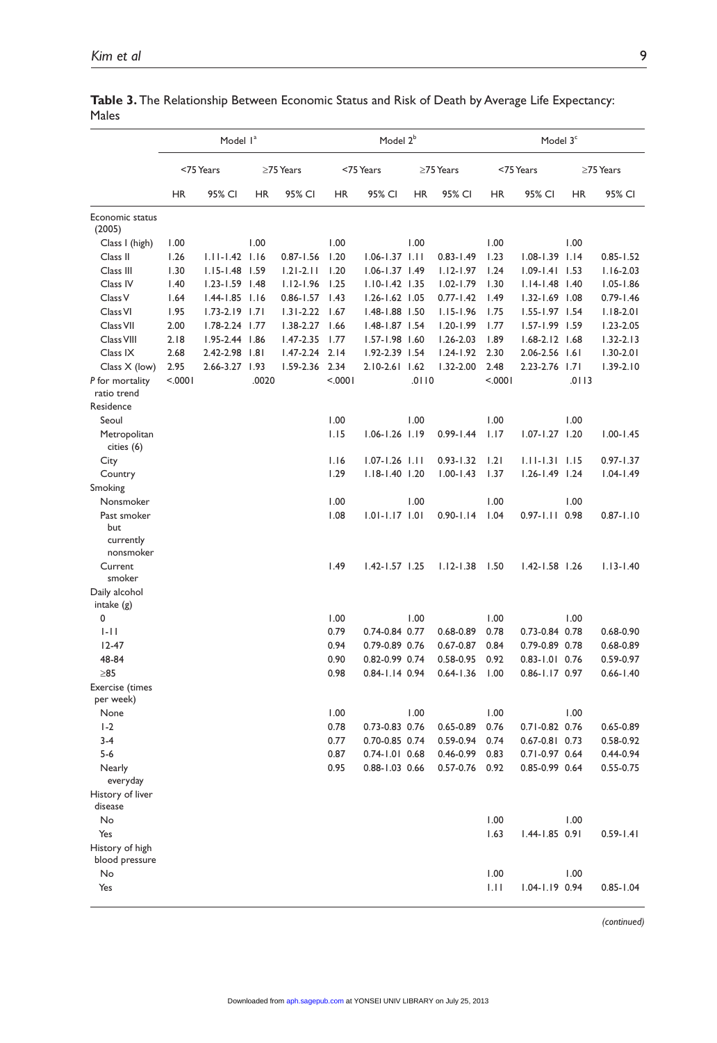**Table 3.** The Relationship Between Economic Status and Risk of Death by Average Life Expectancy: Males

| | Model 1[a] | | | | Model 2[b] | | | | Model 3[c] | | | |
|---|---|---|---|---|---|---|---|---|---|---|---|---|
| | <75 Years | | ≥75 Years | | <75 Years | | ≥75 Years | | <75 Years | | ≥75 Years | |
| | HR | 95% CI | HR | 95% CI | HR | 95% CI | HR | 95% CI | HR | 95% CI | HR | 95% CI |
| Economic status (2005) | | | | | | | | | | | | |
| Class I (high) | 1.00 | | 1.00 | | 1.00 | | 1.00 | | 1.00 | | 1.00 | |
| Class II | 1.26 | 1.11-1.42 | 1.16 | 0.87-1.56 | 1.20 | 1.06-1.37 | 1.11 | 0.83-1.49 | 1.23 | 1.08-1.39 | 1.14 | 0.85-1.52 |
| Class III | 1.30 | 1.15-1.48 | 1.59 | 1.21-2.11 | 1.20 | 1.06-1.37 | 1.49 | 1.12-1.97 | 1.24 | 1.09-1.41 | 1.53 | 1.16-2.03 |
| Class IV | 1.40 | 1.23-1.59 | 1.48 | 1.12-1.96 | 1.25 | 1.10-1.42 | 1.35 | 1.02-1.79 | 1.30 | 1.14-1.48 | 1.40 | 1.05-1.86 |
| Class V | 1.64 | 1.44-1.85 | 1.16 | 0.86-1.57 | 1.43 | 1.26-1.62 | 1.05 | 0.77-1.42 | 1.49 | 1.32-1.69 | 1.08 | 0.79-1.46 |
| Class VI | 1.95 | 1.73-2.19 | 1.71 | 1.31-2.22 | 1.67 | 1.48-1.88 | 1.50 | 1.15-1.96 | 1.75 | 1.55-1.97 | 1.54 | 1.18-2.01 |
| Class VII | 2.00 | 1.78-2.24 | 1.77 | 1.38-2.27 | 1.66 | 1.48-1.87 | 1.54 | 1.20-1.99 | 1.77 | 1.57-1.99 | 1.59 | 1.23-2.05 |
| Class VIII | 2.18 | 1.95-2.44 | 1.86 | 1.47-2.35 | 1.77 | 1.57-1.98 | 1.60 | 1.26-2.03 | 1.89 | 1.68-2.12 | 1.68 | 1.32-2.13 |
| Class IX | 2.68 | 2.42-2.98 | 1.81 | 1.47-2.24 | 2.14 | 1.92-2.39 | 1.54 | 1.24-1.92 | 2.30 | 2.06-2.56 | 1.61 | 1.30-2.01 |
| Class X (low) | 2.95 | 2.66-3.27 | 1.93 | 1.59-2.36 | 2.34 | 2.10-2.61 | 1.62 | 1.32-2.00 | 2.48 | 2.23-2.76 | 1.71 | 1.39-2.10 |
| P for mortality ratio trend | <.0001 | | .0020 | | <.0001 | | .0110 | | <.0001 | | .0113 | |
| Residence | | | | | | | | | | | | |
| Seoul | | | | | 1.00 | | 1.00 | | 1.00 | | 1.00 | |
| Metropolitan cities (6) | | | | | 1.15 | 1.06-1.26 | 1.19 | 0.99-1.44 | 1.17 | 1.07-1.27 | 1.20 | 1.00-1.45 |
| City | | | | | 1.16 | 1.07-1.26 | 1.11 | 0.93-1.32 | 1.21 | 1.11-1.31 | 1.15 | 0.97-1.37 |
| Country | | | | | 1.29 | 1.18-1.40 | 1.20 | 1.00-1.43 | 1.37 | 1.26-1.49 | 1.24 | 1.04-1.49 |
| Smoking | | | | | | | | | | | | |
| Nonsmoker | | | | | 1.00 | | 1.00 | | 1.00 | | 1.00 | |
| Past smoker but currently nonsmoker | | | | | 1.08 | 1.01-1.17 | 1.01 | 0.90-1.14 | 1.04 | 0.97-1.11 | 0.98 | 0.87-1.10 |
| Current smoker | | | | | 1.49 | 1.42-1.57 | 1.25 | 1.12-1.38 | 1.50 | 1.42-1.58 | 1.26 | 1.13-1.40 |
| Daily alcohol intake (g) | | | | | | | | | | | | |
| 0 | | | | | 1.00 | | 1.00 | | 1.00 | | 1.00 | |
| 1-11 | | | | | 0.79 | 0.74-0.84 | 0.77 | 0.68-0.89 | 0.78 | 0.73-0.84 | 0.78 | 0.68-0.90 |
| 12-47 | | | | | 0.94 | 0.79-0.89 | 0.76 | 0.67-0.87 | 0.84 | 0.79-0.89 | 0.78 | 0.68-0.89 |
| 48-84 | | | | | 0.90 | 0.82-0.99 | 0.74 | 0.58-0.95 | 0.92 | 0.83-1.01 | 0.76 | 0.59-0.97 |
| ≥85 | | | | | 0.98 | 0.84-1.14 | 0.94 | 0.64-1.36 | 1.00 | 0.86-1.17 | 0.97 | 0.66-1.40 |
| Exercise (times per week) | | | | | | | | | | | | |
| None | | | | | 1.00 | | 1.00 | | 1.00 | | 1.00 | |
| 1-2 | | | | | 0.78 | 0.73-0.83 | 0.76 | 0.65-0.89 | 0.76 | 0.71-0.82 | 0.76 | 0.65-0.89 |
| 3-4 | | | | | 0.77 | 0.70-0.85 | 0.74 | 0.59-0.94 | 0.74 | 0.67-0.81 | 0.73 | 0.58-0.92 |
| 5-6 | | | | | 0.87 | 0.74-1.01 | 0.68 | 0.46-0.99 | 0.83 | 0.71-0.97 | 0.64 | 0.44-0.94 |
| Nearly everyday | | | | | 0.95 | 0.88-1.03 | 0.66 | 0.57-0.76 | 0.92 | 0.85-0.99 | 0.64 | 0.55-0.75 |
| History of liver disease | | | | | | | | | | | | |
| No | | | | | | | | | 1.00 | | 1.00 | |
| Yes | | | | | | | | | 1.63 | 1.44-1.85 | 0.91 | 0.59-1.41 |
| History of high blood pressure | | | | | | | | | | | | |
| No | | | | | | | | | 1.00 | | 1.00 | |
| Yes | | | | | | | | | 1.11 | 1.04-1.19 | 0.94 | 0.85-1.04 |

*(continued)*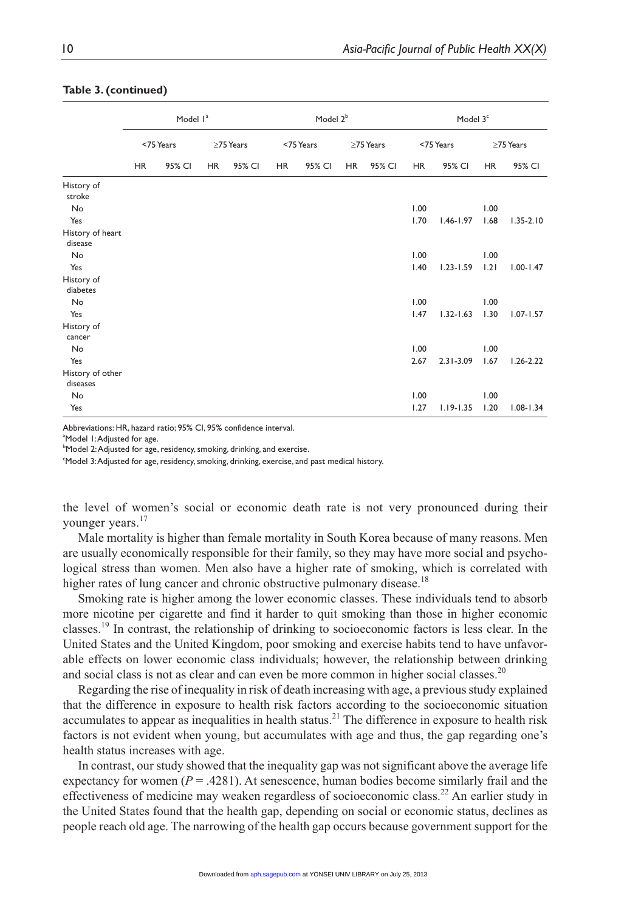**Table 3. (continued)**

| | Model 1[a] | | | | Model 2[b] | | | | Model 3[c] | | | |
|---|---|---|---|---|---|---|---|---|---|---|---|---|
| | <75 Years | | ≥75 Years | | <75 Years | | ≥75 Years | | <75 Years | | ≥75 Years | |
| | HR | 95% CI | HR | 95% CI | HR | 95% CI | HR | 95% CI | HR | 95% CI | HR | 95% CI |
| History of stroke | | | | | | | | | | | | |
| No | | | | | | | | | 1.00 | | 1.00 | |
| Yes | | | | | | | | | 1.70 | 1.46-1.97 | 1.68 | 1.35-2.10 |
| History of heart disease | | | | | | | | | | | | |
| No | | | | | | | | | 1.00 | | 1.00 | |
| Yes | | | | | | | | | 1.40 | 1.23-1.59 | 1.21 | 1.00-1.47 |
| History of diabetes | | | | | | | | | | | | |
| No | | | | | | | | | 1.00 | | 1.00 | |
| Yes | | | | | | | | | 1.47 | 1.32-1.63 | 1.30 | 1.07-1.57 |
| History of cancer | | | | | | | | | | | | |
| No | | | | | | | | | 1.00 | | 1.00 | |
| Yes | | | | | | | | | 2.67 | 2.31-3.09 | 1.67 | 1.26-2.22 |
| History of other diseases | | | | | | | | | | | | |
| No | | | | | | | | | 1.00 | | 1.00 | |
| Yes | | | | | | | | | 1.27 | 1.19-1.35 | 1.20 | 1.08-1.34 |

Abbreviations: HR, hazard ratio; 95% CI, 95% confidence interval.
[a]Model 1: Adjusted for age.
[b]Model 2: Adjusted for age, residency, smoking, drinking, and exercise.
[c]Model 3: Adjusted for age, residency, smoking, drinking, exercise, and past medical history.

the level of women's social or economic death rate is not very pronounced during their younger years.[17]

Male mortality is higher than female mortality in South Korea because of many reasons. Men are usually economically responsible for their family, so they may have more social and psychological stress than women. Men also have a higher rate of smoking, which is correlated with higher rates of lung cancer and chronic obstructive pulmonary disease.[18]

Smoking rate is higher among the lower economic classes. These individuals tend to absorb more nicotine per cigarette and find it harder to quit smoking than those in higher economic classes.[19] In contrast, the relationship of drinking to socioeconomic factors is less clear. In the United States and the United Kingdom, poor smoking and exercise habits tend to have unfavorable effects on lower economic class individuals; however, the relationship between drinking and social class is not as clear and can even be more common in higher social classes.[20]

Regarding the rise of inequality in risk of death increasing with age, a previous study explained that the difference in exposure to health risk factors according to the socioeconomic situation accumulates to appear as inequalities in health status.[21] The difference in exposure to health risk factors is not evident when young, but accumulates with age and thus, the gap regarding one's health status increases with age.

In contrast, our study showed that the inequality gap was not significant above the average life expectancy for women ($P$ = .4281). At senescence, human bodies become similarly frail and the effectiveness of medicine may weaken regardless of socioeconomic class.[22] An earlier study in the United States found that the health gap, depending on social or economic status, declines as people reach old age. The narrowing of the health gap occurs because government support for the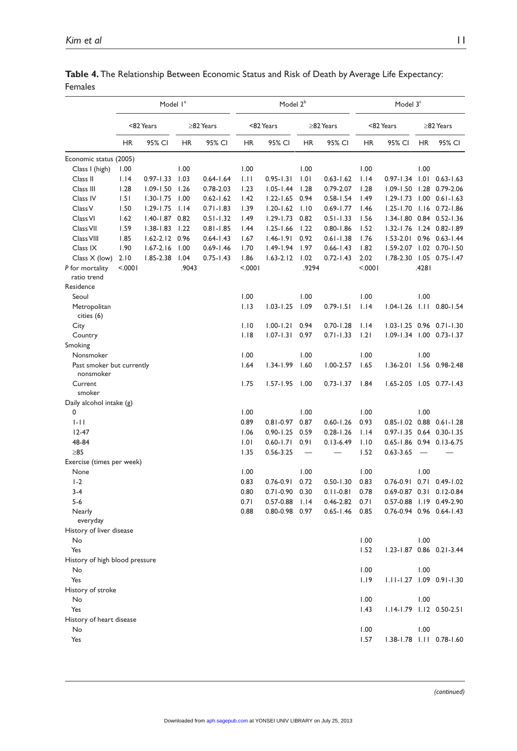**Table 4.** The Relationship Between Economic Status and Risk of Death by Average Life Expectancy: Females

| | Model 1[a] | | | | Model 2[b] | | | | Model 3[c] | | | |
|---|---|---|---|---|---|---|---|---|---|---|---|---|
| | <82 Years | | ≥82 Years | | <82 Years | | ≥82 Years | | <82 Years | | ≥82 Years | |
| | HR | 95% CI | HR | 95% CI | HR | 95% CI | HR | 95% CI | HR | 95% CI | HR | 95% CI |
| Economic status (2005) | | | | | | | | | | | | |
| Class I (high) | 1.00 | | 1.00 | | 1.00 | | 1.00 | | 1.00 | | 1.00 | |
| Class II | 1.14 | 0.97-1.33 | 1.03 | 0.64-1.64 | 1.11 | 0.95-1.31 | 1.01 | 0.63-1.62 | 1.14 | 0.97-1.34 | 1.01 | 0.63-1.63 |
| Class III | 1.28 | 1.09-1.50 | 1.26 | 0.78-2.03 | 1.23 | 1.05-1.44 | 1.28 | 0.79-2.07 | 1.28 | 1.09-1.50 | 1.28 | 0.79-2.06 |
| Class IV | 1.51 | 1.30-1.75 | 1.00 | 0.62-1.62 | 1.42 | 1.22-1.65 | 0.94 | 0.58-1.54 | 1.49 | 1.29-1.73 | 1.00 | 0.61-1.63 |
| Class V | 1.50 | 1.29-1.75 | 1.14 | 0.71-1.83 | 1.39 | 1.20-1.62 | 1.10 | 0.69-1.77 | 1.46 | 1.25-1.70 | 1.16 | 0.72-1.86 |
| Class VI | 1.62 | 1.40-1.87 | 0.82 | 0.51-1.32 | 1.49 | 1.29-1.73 | 0.82 | 0.51-1.33 | 1.56 | 1.34-1.80 | 0.84 | 0.52-1.36 |
| Class VII | 1.59 | 1.38-1.83 | 1.22 | 0.81-1.85 | 1.44 | 1.25-1.66 | 1.22 | 0.80-1.86 | 1.52 | 1.32-1.76 | 1.24 | 0.82-1.89 |
| Class VIII | 1.85 | 1.62-2.12 | 0.96 | 0.64-1.43 | 1.67 | 1.46-1.91 | 0.92 | 0.61-1.38 | 1.76 | 1.53-2.01 | 0.96 | 0.63-1.44 |
| Class IX | 1.90 | 1.67-2.16 | 1.00 | 0.69-1.46 | 1.70 | 1.49-1.94 | 1.97 | 0.66-1.43 | 1.82 | 1.59-2.07 | 1.02 | 0.70-1.50 |
| Class X (low) | 2.10 | 1.85-2.38 | 1.04 | 0.75-1.43 | 1.86 | 1.63-2.12 | 1.02 | 0.72-1.43 | 2.02 | 1.78-2.30 | 1.05 | 0.75-1.47 |
| *P* for mortality ratio trend | <.0001 | | .9043 | | <.0001 | | .9294 | | <.0001 | | .4281 | |
| Residence | | | | | | | | | | | | |
| Seoul | | | | | 1.00 | | 1.00 | | 1.00 | | 1.00 | |
| Metropolitan cities (6) | | | | | 1.13 | 1.03-1.25 | 1.09 | 0.79-1.51 | 1.14 | 1.04-1.26 | 1.11 | 0.80-1.54 |
| City | | | | | 1.10 | 1.00-1.21 | 0.94 | 0.70-1.28 | 1.14 | 1.03-1.25 | 0.96 | 0.71-1.30 |
| Country | | | | | 1.18 | 1.07-1.31 | 0.97 | 0.71-1.33 | 1.21 | 1.09-1.34 | 1.00 | 0.73-1.37 |
| Smoking | | | | | | | | | | | | |
| Nonsmoker | | | | | 1.00 | | 1.00 | | 1.00 | | 1.00 | |
| Past smoker but currently nonsmoker | | | | | 1.64 | 1.34-1.99 | 1.60 | 1.00-2.57 | 1.65 | 1.36-2.01 | 1.56 | 0.98-2.48 |
| Current smoker | | | | | 1.75 | 1.57-1.95 | 1.00 | 0.73-1.37 | 1.84 | 1.65-2.05 | 1.05 | 0.77-1.43 |
| Daily alcohol intake (g) | | | | | | | | | | | | |
| 0 | | | | | 1.00 | | 1.00 | | 1.00 | | 1.00 | |
| 1-11 | | | | | 0.89 | 0.81-0.97 | 0.87 | 0.60-1.26 | 0.93 | 0.85-1.02 | 0.88 | 0.61-1.28 |
| 12-47 | | | | | 1.06 | 0.90-1.25 | 0.59 | 0.28-1.26 | 1.14 | 0.97-1.35 | 0.64 | 0.30-1.35 |
| 48-84 | | | | | 1.01 | 0.60-1.71 | 0.91 | 0.13-6.49 | 1.10 | 0.65-1.86 | 0.94 | 0.13-6.75 |
| ≥85 | | | | | 1.35 | 0.56-3.25 | — | — | 1.52 | 0.63-3.65 | — | — |
| Exercise (times per week) | | | | | | | | | | | | |
| None | | | | | 1.00 | | 1.00 | | 1.00 | | 1.00 | |
| 1-2 | | | | | 0.83 | 0.76-0.91 | 0.72 | 0.50-1.30 | 0.83 | 0.76-0.91 | 0.71 | 0.49-1.02 |
| 3-4 | | | | | 0.80 | 0.71-0.90 | 0.30 | 0.11-0.81 | 0.78 | 0.69-0.87 | 0.31 | 0.12-0.84 |
| 5-6 | | | | | 0.71 | 0.57-0.88 | 1.14 | 0.46-2.82 | 0.71 | 0.57-0.88 | 1.19 | 0.49-2.90 |
| Nearly everyday | | | | | 0.88 | 0.80-0.98 | 0.97 | 0.65-1.46 | 0.85 | 0.76-0.94 | 0.96 | 0.64-1.43 |
| History of liver disease | | | | | | | | | | | | |
| No | | | | | | | | | 1.00 | | 1.00 | |
| Yes | | | | | | | | | 1.52 | 1.23-1.87 | 0.86 | 0.21-3.44 |
| History of high blood pressure | | | | | | | | | | | | |
| No | | | | | | | | | 1.00 | | 1.00 | |
| Yes | | | | | | | | | 1.19 | 1.11-1.27 | 1.09 | 0.91-1.30 |
| History of stroke | | | | | | | | | | | | |
| No | | | | | | | | | 1.00 | | 1.00 | |
| Yes | | | | | | | | | 1.43 | 1.14-1.79 | 1.12 | 0.50-2.51 |
| History of heart disease | | | | | | | | | | | | |
| No | | | | | | | | | 1.00 | | 1.00 | |
| Yes | | | | | | | | | 1.57 | 1.38-1.78 | 1.11 | 0.78-1.60 |

*(continued)*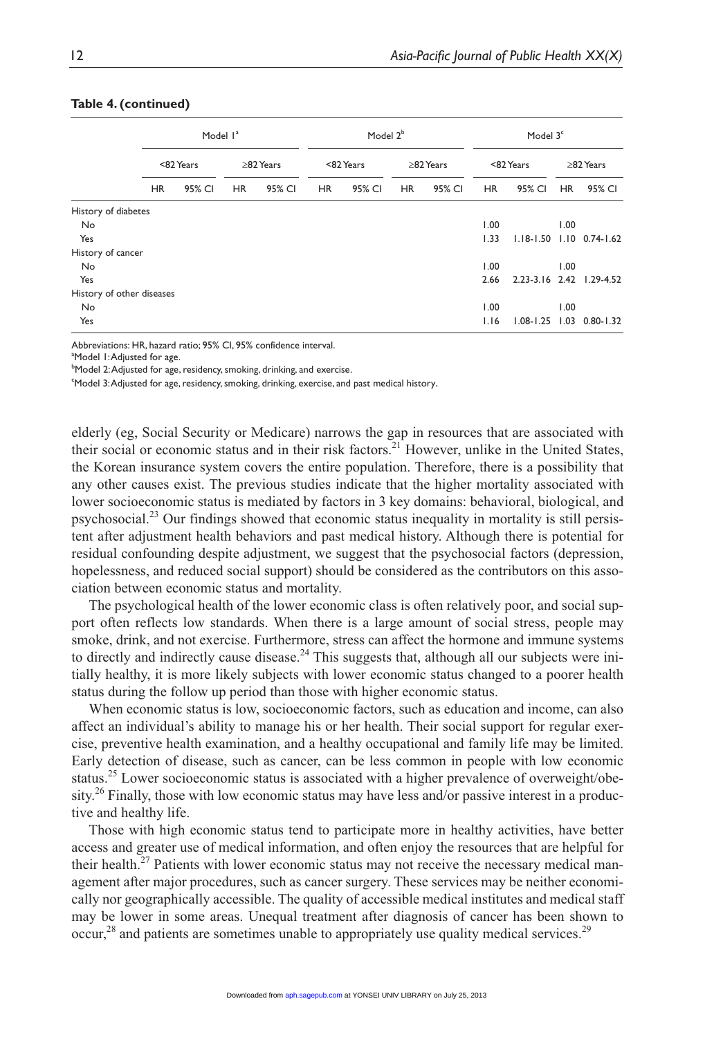**Table 4. (continued)**

| | Model 1[a] | | | | Model 2[b] | | | | Model 3[c] | | | |
|---|---|---|---|---|---|---|---|---|---|---|---|---|
| | <82 Years | | ≥82 Years | | <82 Years | | ≥82 Years | | <82 Years | | ≥82 Years | |
| | HR | 95% CI | HR | 95% CI | HR | 95% CI | HR | 95% CI | HR | 95% CI | HR | 95% CI |
| History of diabetes | | | | | | | | | | | | |
| No | | | | | | | | | 1.00 | | 1.00 | |
| Yes | | | | | | | | | 1.33 | 1.18-1.50 | 1.10 | 0.74-1.62 |
| History of cancer | | | | | | | | | | | | |
| No | | | | | | | | | 1.00 | | 1.00 | |
| Yes | | | | | | | | | 2.66 | 2.23-3.16 | 2.42 | 1.29-4.52 |
| History of other diseases | | | | | | | | | | | | |
| No | | | | | | | | | 1.00 | | 1.00 | |
| Yes | | | | | | | | | 1.16 | 1.08-1.25 | 1.03 | 0.80-1.32 |

Abbreviations: HR, hazard ratio; 95% CI, 95% confidence interval.
[a]Model 1: Adjusted for age.
[b]Model 2: Adjusted for age, residency, smoking, drinking, and exercise.
[c]Model 3: Adjusted for age, residency, smoking, drinking, exercise, and past medical history.

elderly (eg, Social Security or Medicare) narrows the gap in resources that are associated with their social or economic status and in their risk factors.[21] However, unlike in the United States, the Korean insurance system covers the entire population. Therefore, there is a possibility that any other causes exist. The previous studies indicate that the higher mortality associated with lower socioeconomic status is mediated by factors in 3 key domains: behavioral, biological, and psychosocial.[23] Our findings showed that economic status inequality in mortality is still persistent after adjustment health behaviors and past medical history. Although there is potential for residual confounding despite adjustment, we suggest that the psychosocial factors (depression, hopelessness, and reduced social support) should be considered as the contributors on this association between economic status and mortality.

The psychological health of the lower economic class is often relatively poor, and social support often reflects low standards. When there is a large amount of social stress, people may smoke, drink, and not exercise. Furthermore, stress can affect the hormone and immune systems to directly and indirectly cause disease.[24] This suggests that, although all our subjects were initially healthy, it is more likely subjects with lower economic status changed to a poorer health status during the follow up period than those with higher economic status.

When economic status is low, socioeconomic factors, such as education and income, can also affect an individual's ability to manage his or her health. Their social support for regular exercise, preventive health examination, and a healthy occupational and family life may be limited. Early detection of disease, such as cancer, can be less common in people with low economic status.[25] Lower socioeconomic status is associated with a higher prevalence of overweight/obesity.[26] Finally, those with low economic status may have less and/or passive interest in a productive and healthy life.

Those with high economic status tend to participate more in healthy activities, have better access and greater use of medical information, and often enjoy the resources that are helpful for their health.[27] Patients with lower economic status may not receive the necessary medical management after major procedures, such as cancer surgery. These services may be neither economically nor geographically accessible. The quality of accessible medical institutes and medical staff may be lower in some areas. Unequal treatment after diagnosis of cancer has been shown to occur,[28] and patients are sometimes unable to appropriately use quality medical services.[29]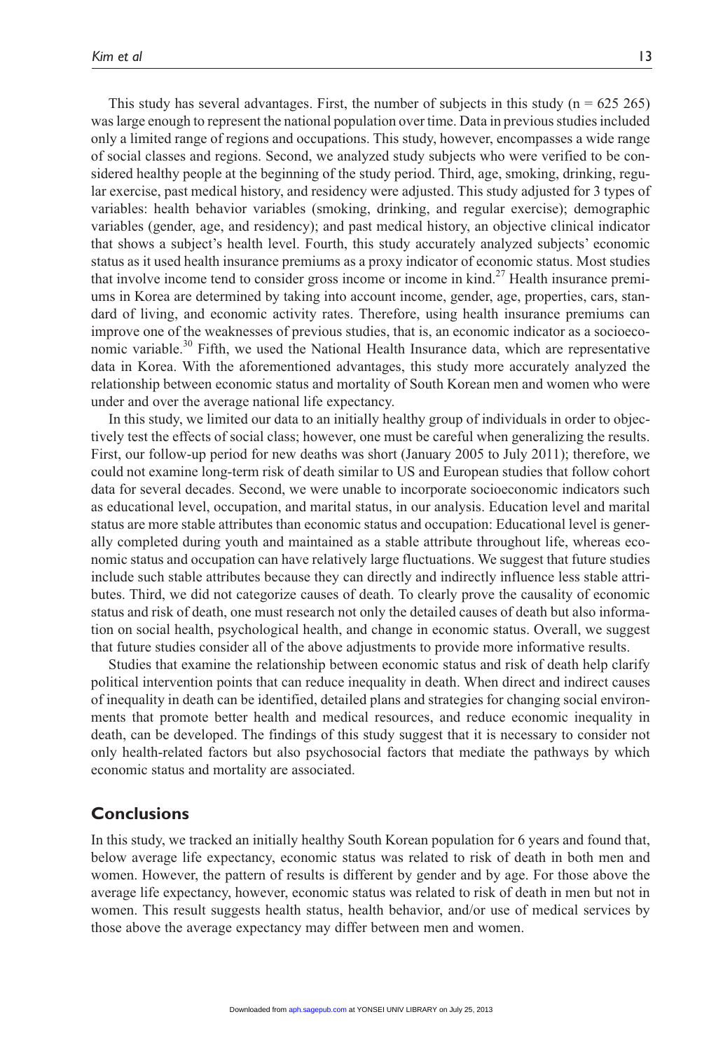This study has several advantages. First, the number of subjects in this study (n = 625 265) was large enough to represent the national population over time. Data in previous studies included only a limited range of regions and occupations. This study, however, encompasses a wide range of social classes and regions. Second, we analyzed study subjects who were verified to be considered healthy people at the beginning of the study period. Third, age, smoking, drinking, regular exercise, past medical history, and residency were adjusted. This study adjusted for 3 types of variables: health behavior variables (smoking, drinking, and regular exercise); demographic variables (gender, age, and residency); and past medical history, an objective clinical indicator that shows a subject's health level. Fourth, this study accurately analyzed subjects' economic status as it used health insurance premiums as a proxy indicator of economic status. Most studies that involve income tend to consider gross income or income in kind.[27] Health insurance premiums in Korea are determined by taking into account income, gender, age, properties, cars, standard of living, and economic activity rates. Therefore, using health insurance premiums can improve one of the weaknesses of previous studies, that is, an economic indicator as a socioeconomic variable.[30] Fifth, we used the National Health Insurance data, which are representative data in Korea. With the aforementioned advantages, this study more accurately analyzed the relationship between economic status and mortality of South Korean men and women who were under and over the average national life expectancy.

In this study, we limited our data to an initially healthy group of individuals in order to objectively test the effects of social class; however, one must be careful when generalizing the results. First, our follow-up period for new deaths was short (January 2005 to July 2011); therefore, we could not examine long-term risk of death similar to US and European studies that follow cohort data for several decades. Second, we were unable to incorporate socioeconomic indicators such as educational level, occupation, and marital status, in our analysis. Education level and marital status are more stable attributes than economic status and occupation: Educational level is generally completed during youth and maintained as a stable attribute throughout life, whereas economic status and occupation can have relatively large fluctuations. We suggest that future studies include such stable attributes because they can directly and indirectly influence less stable attributes. Third, we did not categorize causes of death. To clearly prove the causality of economic status and risk of death, one must research not only the detailed causes of death but also information on social health, psychological health, and change in economic status. Overall, we suggest that future studies consider all of the above adjustments to provide more informative results.

Studies that examine the relationship between economic status and risk of death help clarify political intervention points that can reduce inequality in death. When direct and indirect causes of inequality in death can be identified, detailed plans and strategies for changing social environments that promote better health and medical resources, and reduce economic inequality in death, can be developed. The findings of this study suggest that it is necessary to consider not only health-related factors but also psychosocial factors that mediate the pathways by which economic status and mortality are associated.

## Conclusions

In this study, we tracked an initially healthy South Korean population for 6 years and found that, below average life expectancy, economic status was related to risk of death in both men and women. However, the pattern of results is different by gender and by age. For those above the average life expectancy, however, economic status was related to risk of death in men but not in women. This result suggests health status, health behavior, and/or use of medical services by those above the average expectancy may differ between men and women.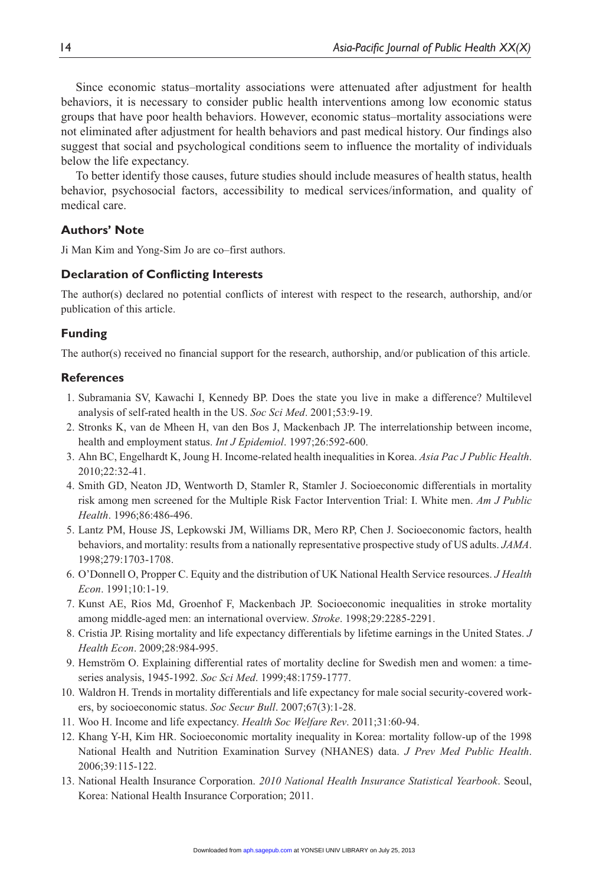Since economic status–mortality associations were attenuated after adjustment for health behaviors, it is necessary to consider public health interventions among low economic status groups that have poor health behaviors. However, economic status–mortality associations were not eliminated after adjustment for health behaviors and past medical history. Our findings also suggest that social and psychological conditions seem to influence the mortality of individuals below the life expectancy.

To better identify those causes, future studies should include measures of health status, health behavior, psychosocial factors, accessibility to medical services/information, and quality of medical care.

### Authors' Note

Ji Man Kim and Yong-Sim Jo are co–first authors.

### Declaration of Conflicting Interests

The author(s) declared no potential conflicts of interest with respect to the research, authorship, and/or publication of this article.

### Funding

The author(s) received no financial support for the research, authorship, and/or publication of this article.

### References

1. Subramania SV, Kawachi I, Kennedy BP. Does the state you live in make a difference? Multilevel analysis of self-rated health in the US. *Soc Sci Med*. 2001;53:9-19.
2. Stronks K, van de Mheen H, van den Bos J, Mackenbach JP. The interrelationship between income, health and employment status. *Int J Epidemiol*. 1997;26:592-600.
3. Ahn BC, Engelhardt K, Joung H. Income-related health inequalities in Korea. *Asia Pac J Public Health*. 2010;22:32-41.
4. Smith GD, Neaton JD, Wentworth D, Stamler R, Stamler J. Socioeconomic differentials in mortality risk among men screened for the Multiple Risk Factor Intervention Trial: I. White men. *Am J Public Health*. 1996;86:486-496.
5. Lantz PM, House JS, Lepkowski JM, Williams DR, Mero RP, Chen J. Socioeconomic factors, health behaviors, and mortality: results from a nationally representative prospective study of US adults. *JAMA*. 1998;279:1703-1708.
6. O'Donnell O, Propper C. Equity and the distribution of UK National Health Service resources. *J Health Econ*. 1991;10:1-19.
7. Kunst AE, Rios Md, Groenhof F, Mackenbach JP. Socioeconomic inequalities in stroke mortality among middle-aged men: an international overview. *Stroke*. 1998;29:2285-2291.
8. Cristia JP. Rising mortality and life expectancy differentials by lifetime earnings in the United States. *J Health Econ*. 2009;28:984-995.
9. Hemström O. Explaining differential rates of mortality decline for Swedish men and women: a time-series analysis, 1945-1992. *Soc Sci Med*. 1999;48:1759-1777.
10. Waldron H. Trends in mortality differentials and life expectancy for male social security-covered workers, by socioeconomic status. *Soc Secur Bull*. 2007;67(3):1-28.
11. Woo H. Income and life expectancy. *Health Soc Welfare Rev*. 2011;31:60-94.
12. Khang Y-H, Kim HR. Socioeconomic mortality inequality in Korea: mortality follow-up of the 1998 National Health and Nutrition Examination Survey (NHANES) data. *J Prev Med Public Health*. 2006;39:115-122.
13. National Health Insurance Corporation. *2010 National Health Insurance Statistical Yearbook*. Seoul, Korea: National Health Insurance Corporation; 2011.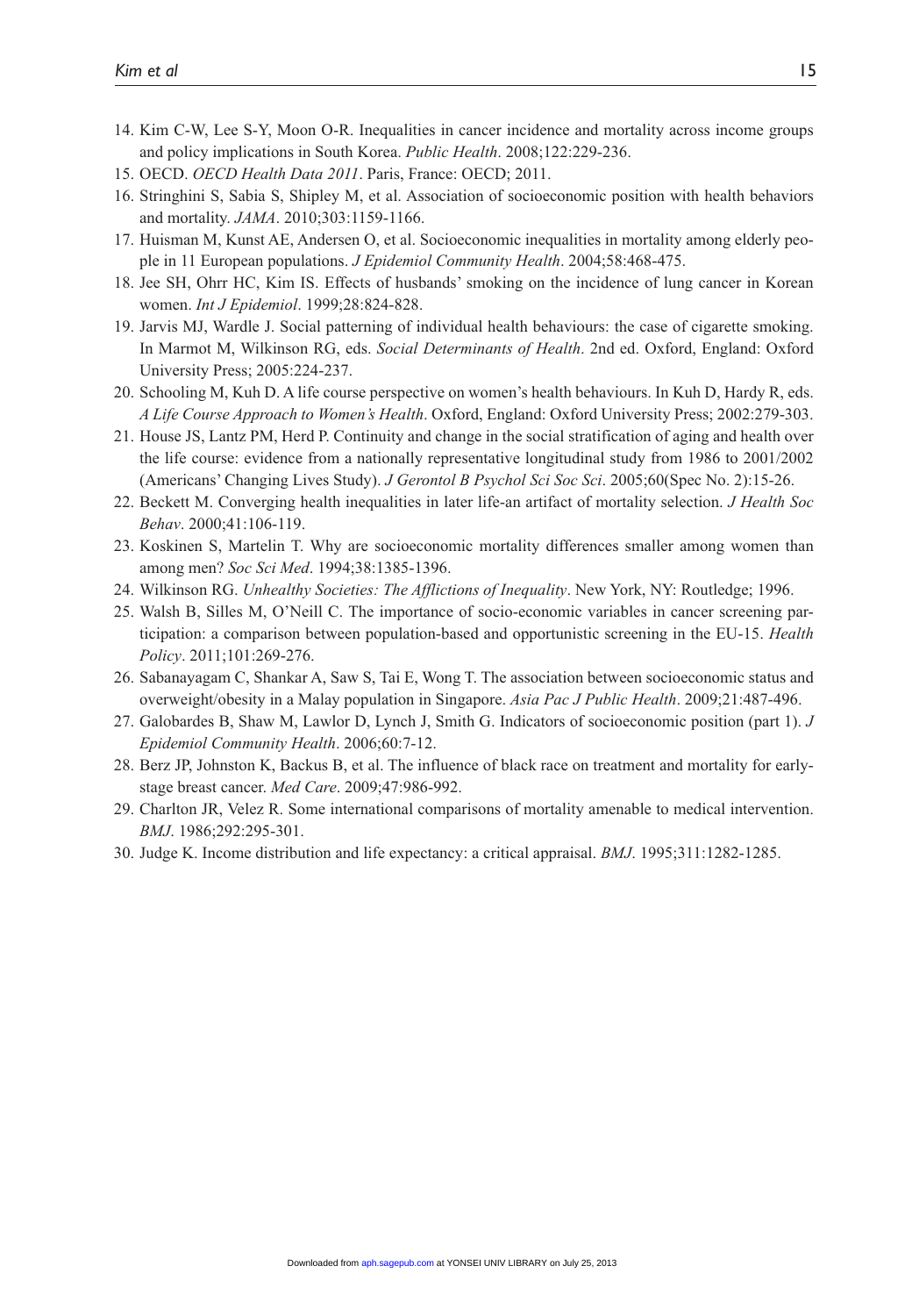14. Kim C-W, Lee S-Y, Moon O-R. Inequalities in cancer incidence and mortality across income groups and policy implications in South Korea. *Public Health*. 2008;122:229-236.
15. OECD. *OECD Health Data 2011*. Paris, France: OECD; 2011.
16. Stringhini S, Sabia S, Shipley M, et al. Association of socioeconomic position with health behaviors and mortality. *JAMA*. 2010;303:1159-1166.
17. Huisman M, Kunst AE, Andersen O, et al. Socioeconomic inequalities in mortality among elderly people in 11 European populations. *J Epidemiol Community Health*. 2004;58:468-475.
18. Jee SH, Ohrr HC, Kim IS. Effects of husbands' smoking on the incidence of lung cancer in Korean women. *Int J Epidemiol*. 1999;28:824-828.
19. Jarvis MJ, Wardle J. Social patterning of individual health behaviours: the case of cigarette smoking. In Marmot M, Wilkinson RG, eds. *Social Determinants of Health*. 2nd ed. Oxford, England: Oxford University Press; 2005:224-237.
20. Schooling M, Kuh D. A life course perspective on women's health behaviours. In Kuh D, Hardy R, eds. *A Life Course Approach to Women's Health*. Oxford, England: Oxford University Press; 2002:279-303.
21. House JS, Lantz PM, Herd P. Continuity and change in the social stratification of aging and health over the life course: evidence from a nationally representative longitudinal study from 1986 to 2001/2002 (Americans' Changing Lives Study). *J Gerontol B Psychol Sci Soc Sci*. 2005;60(Spec No. 2):15-26.
22. Beckett M. Converging health inequalities in later life-an artifact of mortality selection. *J Health Soc Behav*. 2000;41:106-119.
23. Koskinen S, Martelin T. Why are socioeconomic mortality differences smaller among women than among men? *Soc Sci Med*. 1994;38:1385-1396.
24. Wilkinson RG. *Unhealthy Societies: The Afflictions of Inequality*. New York, NY: Routledge; 1996.
25. Walsh B, Silles M, O'Neill C. The importance of socio-economic variables in cancer screening participation: a comparison between population-based and opportunistic screening in the EU-15. *Health Policy*. 2011;101:269-276.
26. Sabanayagam C, Shankar A, Saw S, Tai E, Wong T. The association between socioeconomic status and overweight/obesity in a Malay population in Singapore. *Asia Pac J Public Health*. 2009;21:487-496.
27. Galobardes B, Shaw M, Lawlor D, Lynch J, Smith G. Indicators of socioeconomic position (part 1). *J Epidemiol Community Health*. 2006;60:7-12.
28. Berz JP, Johnston K, Backus B, et al. The influence of black race on treatment and mortality for early-stage breast cancer. *Med Care*. 2009;47:986-992.
29. Charlton JR, Velez R. Some international comparisons of mortality amenable to medical intervention. *BMJ*. 1986;292:295-301.
30. Judge K. Income distribution and life expectancy: a critical appraisal. *BMJ*. 1995;311:1282-1285.